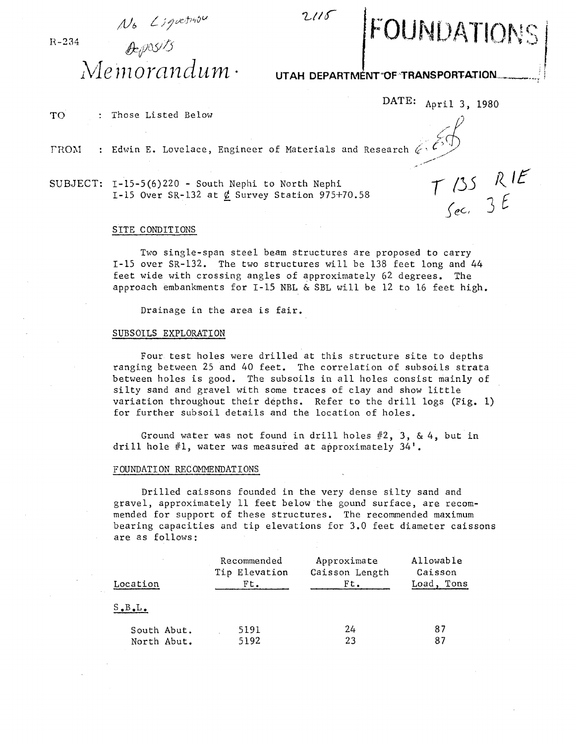R-234

No Liquefaction Deposits

2115

# FOUNDATIONS

# Memorandum

**UTAH DEPARTMENT OF TRANSPORTATION**

DATE: April 3, 1980

TO : Those Listed Below

FROM : Edwin E. Lovelace, Engineer of Materials and Research

SUBJECT: I-15-5(6)220 - South Nephi to North Nephi
I-15 Over SR-132 at ℄ Survey Station 975+70.58

T 13S R 1E
Sec. 3 E

## SITE CONDITIONS

Two single-span steel beam structures are proposed to carry I-15 over SR-132. The two structures will be 138 feet long and 44 feet wide with crossing angles of approximately 62 degrees. The approach embankments for I-15 NBL & SBL will be 12 to 16 feet high.

Drainage in the area is fair.

## SUBSOILS EXPLORATION

Four test holes were drilled at this structure site to depths ranging between 25 and 40 feet. The correlation of subsoils strata between holes is good. The subsoils in all holes consist mainly of silty sand and gravel with some traces of clay and show little variation throughout their depths. Refer to the drill logs (Fig. 1) for further subsoil details and the location of holes.

Ground water was not found in drill holes #2, 3, & 4, but in drill hole #1, water was measured at approximately 34'.

## FOUNDATION RECOMMENDATIONS

Drilled caissons founded in the very dense silty sand and gravel, approximately 11 feet below the gound surface, are recommended for support of these structures. The recommended maximum bearing capacities and tip elevations for 3.0 feet diameter caissons are as follows:

| Location | Recommended Tip Elevation Ft. | Approximate Caisson Length Ft. | Allowable Caisson Load, Tons |
|---|---|---|---|
| S.B.L. | | | |
| South Abut. | 5191 | 24 | 87 |
| North Abut. | 5192 | 23 | 87 |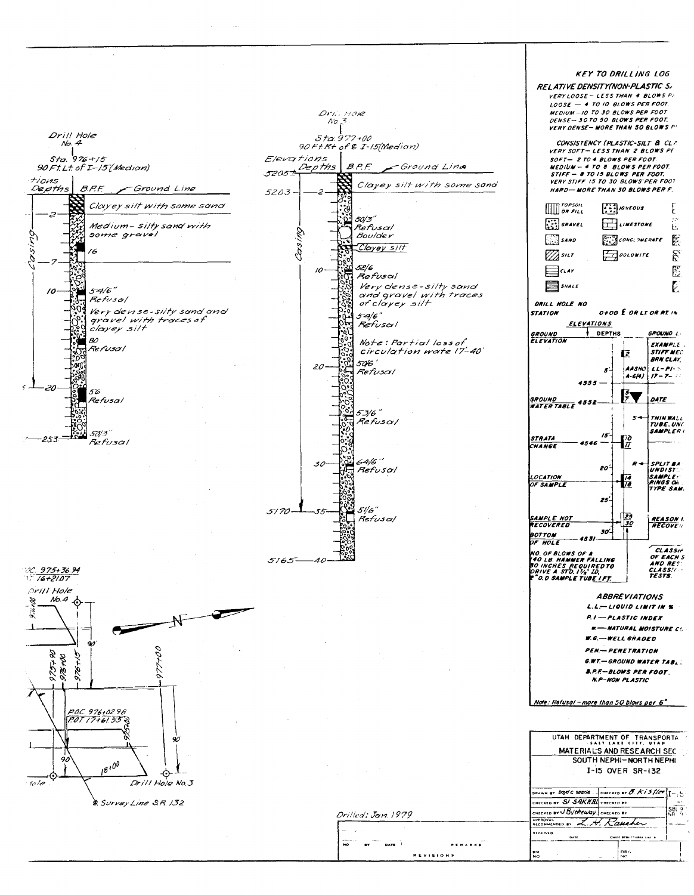Drill Hole No. 4

Sta. 976+15
90 Ft. Lt. of I-15 (Median)

| Elevations Depths | B.P.F. | Ground Line |
|---|---|---|
| 2 | | Clayey silt with some sand |
| | | Medium - silty sand with some gravel |
| | 16 | |
| 7 | | |
| 10 | 54/6" Refusal | Very dense - silty sand and gravel with traces of clayey silt |
| | 80 Refusal | |
| 20 | 56 Refusal | |
| 25.3 | 50/3" Refusal | |

Casing

Drill Hole No. 3

Sta. 977+00
90 Ft. Rt. of ℄ I-15 (Median)

| Elevations | Depths | B.P.F. | Ground Line |
|---|---|---|---|
| 5205± | | | |
| 5203 | 2 | | Clayey silt with some sand |
| | | 50/3" Refusal | Boulder |
| | | | Clayey silt |
| | 10 | 52/6 Refusal | Very dense - silty sand and gravel with traces of clayey silt |
| | | 54/6" Refusal | Note: Partial loss of circulation wate 17'-40' |
| | 20 | 50/6" Refusal | |
| | | 53/6" Refusal | |
| | 30 | 64/6" Refusal | |
| 5170 | 35 | 51/6" Refusal | |
| 5165 | 40 | | |

Casing

POC 975+36.94
POT 16+21.07

Drill Hole No. 4

N

976+00 975+90 976+00 976+15 977+00

90' 90' 90

POC 976+02.96
POT 17+61.55

975+00

18+00

Drill Hole No. 3

℄ Survey Line S.R. 132

Drilled: Jan 1979

## KEY TO DRILLING LOG

### RELATIVE DENSITY (NON-PLASTIC S...

- VERY LOOSE - LESS THAN 4 BLOWS P...
- LOOSE - 4 TO 10 BLOWS PER FOOT
- MEDIUM - 10 TO 30 BLOWS PER FOOT
- DENSE - 30 TO 50 BLOWS PER FOOT
- VERY DENSE - MORE THAN 50 BLOWS P...

### CONSISTENCY (PLASTIC-SILT & CL...

- VERY SOFT - LESS THAN 2 BLOWS P...
- SOFT - 2 TO 4 BLOWS PER FOOT
- MEDIUM - 4 TO 8 BLOWS PER FOOT
- STIFF - 8 TO 15 BLOWS PER FOOT
- VERY STIFF 15 TO 30 BLOWS PER FOOT
- HARD - MORE THAN 30 BLOWS PER F...

TOPSOIL OR FILL, IGNEOUS, GRAVEL, LIMESTONE, SAND, CONGLOMERATE, SILT, DOLOMITE, CLAY, SHALE

DRILL HOLE NO
STATION 0+00 ℄ OR LT OR RT IN

ELEVATIONS

GROUND ELEVATION — DEPTHS — GROUND L...

- 5' — 2 — AASHO A-6(4) — EXAMPLE ... STIFF MED. BRN. CLAY, LL-PI-... 17-7-...
- 4555
- GROUND WATER TABLE 4552 — 3/7 — DATE
- S ← THIN WALL TUBE, UN... SAMPLER
- STRATA CHANGE 4546 — 15' — 10/11
- 20' — R ← SPLIT BA... UNDIST... SAMPLE... RINGS O... TYPE SAM...
- LOCATION OF SAMPLE — 14/18
- 25'
- SAMPLE NOT RECOVERED — 25/30 — REASON ... RECOVE...
- BOTTOM OF HOLE 4531 — 30'

NO. OF BLOWS OF A 140 LB. HAMMER FALLING 30 INCHES REQUIRED TO DRIVE A STD. 1⅜" I.D. 2" O.D SAMPLE TUBE 1 FT.

CLASSIF... OF EACH S... AND RES... CLASSI... TESTS.

### ABBREVIATIONS

- L.L. — LIQUID LIMIT IN %
- P.I — PLASTIC INDEX
- w — NATURAL MOISTURE C...
- W.G. — WELL GRADED
- PEN. — PENETRATION
- G.W.T. — GROUND WATER TABL...
- B.P.F. — BLOWS PER FOOT.
- N.P. — NON PLASTIC

Note: Refusal - more than 50 blows per 6"

UTAH DEPARTMENT OF TRANSPORTA...
SALT LAKE CITY, UTAH
MATERIALS AND RESEARCH SEC...
SOUTH NEPHI - NORTH NEPHI
I-15 OVER SR-132

| | |
|---|---|
| DRAWN BY boyd c. searle | CHECKED BY B. Kistler |
| CHECKED BY SI SAKHAI | CHECKED BY |
| CHECKED BY J Blytheway | CHECKED BY |
| APPROVAL RECOMMENDED BY L. H. Rauche | |

| NO | BY | DATE | REMARKS |
|---|---|---|---|

REVISIONS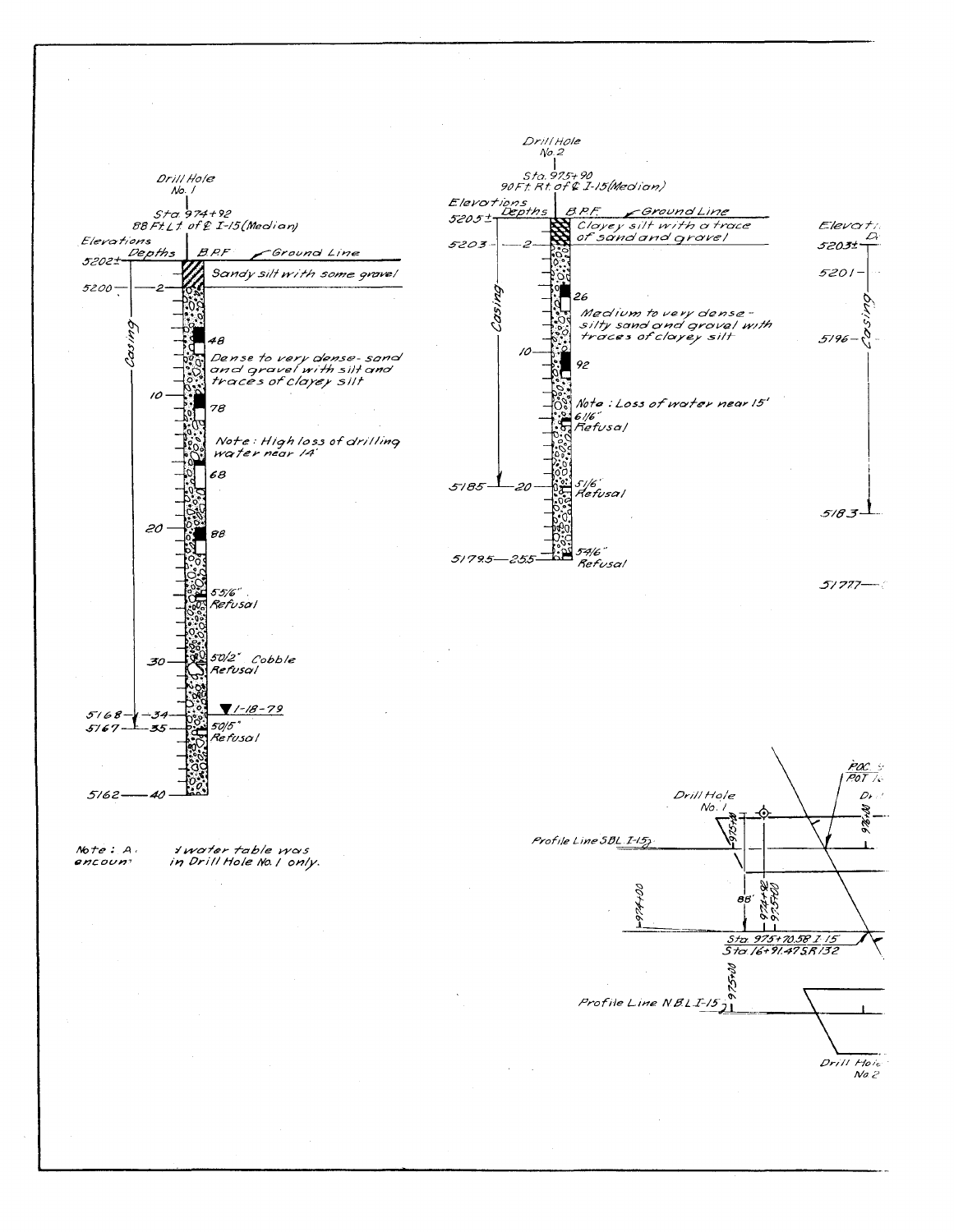Drill Hole No. 1

Sta. 974+92
88 Ft. Lt. of ℄ I-15 (Median)

Elevations
Depths
B.P.F.
Ground Line

5202±

Sandy silt with some gravel

5200 — 2

48

Dense to very dense - sand and gravel with silt and traces of clayey silt

Casing

10

78

Note: High loss of drilling water near 14'

68

20

88

55/6" Refusal

30

50/2" Cobble Refusal

5168 — 34

▼ 1-18-79

5167 — 35

50/5" Refusal

5162 — 40

Note: A... water table was encoun... in Drill Hole No. 1 only.

Drill Hole No. 2

Sta. 975+90
90 Ft. Rt. of ℄ I-15 (Median)

Elevations
Depths
B.P.F.
Ground Line

5205±

Clayey silt with a trace of sand and gravel

5203 — 2

26

Medium to very dense - silty sand and gravel with traces of clayey silt

Casing

10

92

Note: Loss of water near 15'

61/6" Refusal

5185 — 20

51/6" Refusal

5179.5 — 25.5

54/6" Refusal

Elevat...

5203±

5201

5196

Casing

5183

5177.7

Drill Hole No. 1

Profile Line SBL I-15

975+00

88'

974+92

975+00

974+00

Sta. 975+70.58 I-15
Sta. 16+91.47 SR 132

975+00

Profile Line NBL I-15

976+00

POC...
POT...

Drill Hole No. 2